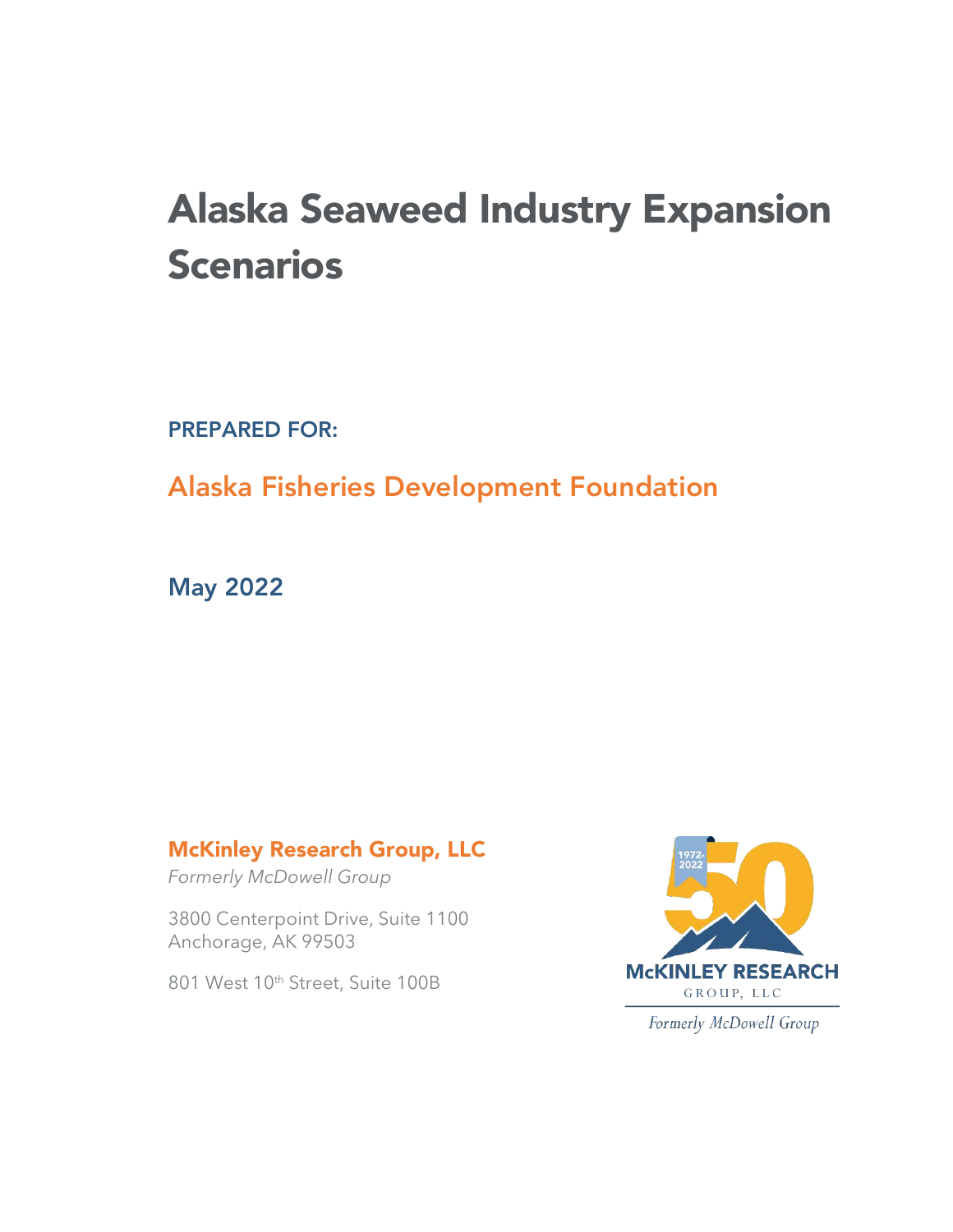# Alaska Seaweed Industry Expansion Scenarios

**PREPARED FOR:**

## Alaska Fisheries Development Foundation

**May 2022**

**McKinley Research Group, LLC**
*Formerly McDowell Group*

3800 Centerpoint Drive, Suite 1100
Anchorage, AK 99503

801 West 10th Street, Suite 100B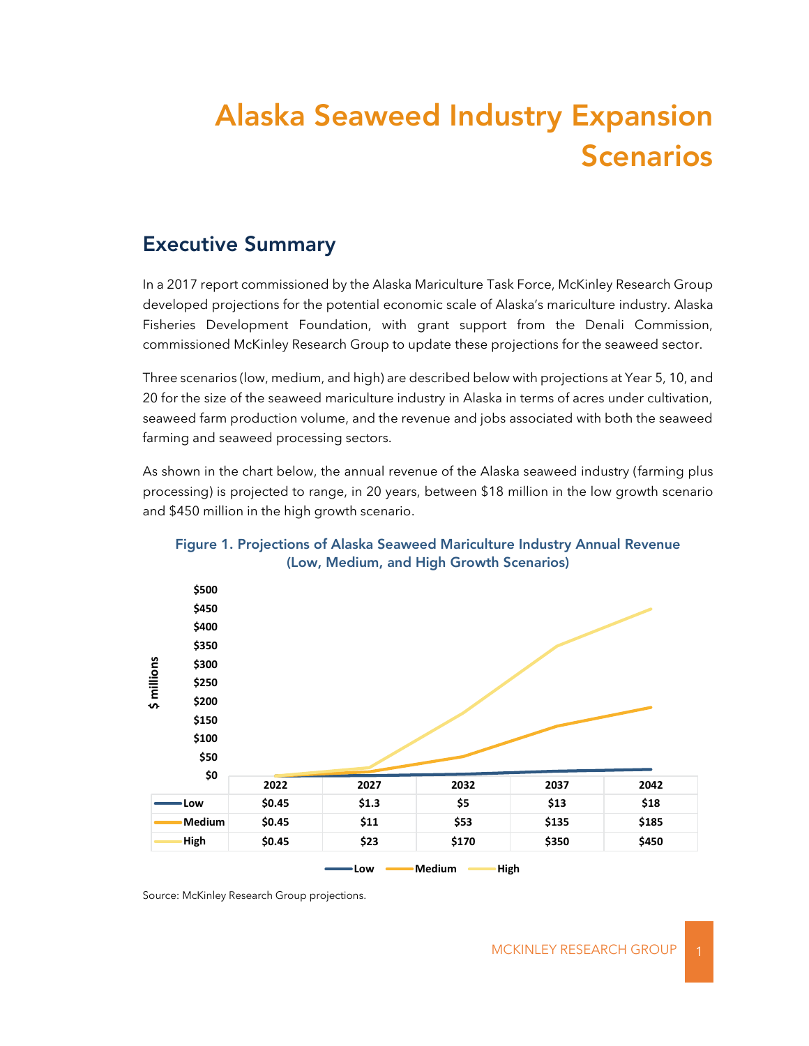# Alaska Seaweed Industry Expansion Scenarios

## Executive Summary

In a 2017 report commissioned by the Alaska Mariculture Task Force, McKinley Research Group developed projections for the potential economic scale of Alaska's mariculture industry. Alaska Fisheries Development Foundation, with grant support from the Denali Commission, commissioned McKinley Research Group to update these projections for the seaweed sector.

Three scenarios (low, medium, and high) are described below with projections at Year 5, 10, and 20 for the size of the seaweed mariculture industry in Alaska in terms of acres under cultivation, seaweed farm production volume, and the revenue and jobs associated with both the seaweed farming and seaweed processing sectors.

As shown in the chart below, the annual revenue of the Alaska seaweed industry (farming plus processing) is projected to range, in 20 years, between $18 million in the low growth scenario and $450 million in the high growth scenario.

**Figure 1. Projections of Alaska Seaweed Mariculture Industry Annual Revenue (Low, Medium, and High Growth Scenarios)**

$ millions

| | 2022 | 2027 | 2032 | 2037 | 2042 |
|---|---|---|---|---|---|
| Low | $0.45 | $1.3 | $5 | $13 | $18 |
| Medium | $0.45 | $11 | $53 | $135 | $185 |
| High | $0.45 | $23 | $170 | $350 | $450 |

Source: McKinley Research Group projections.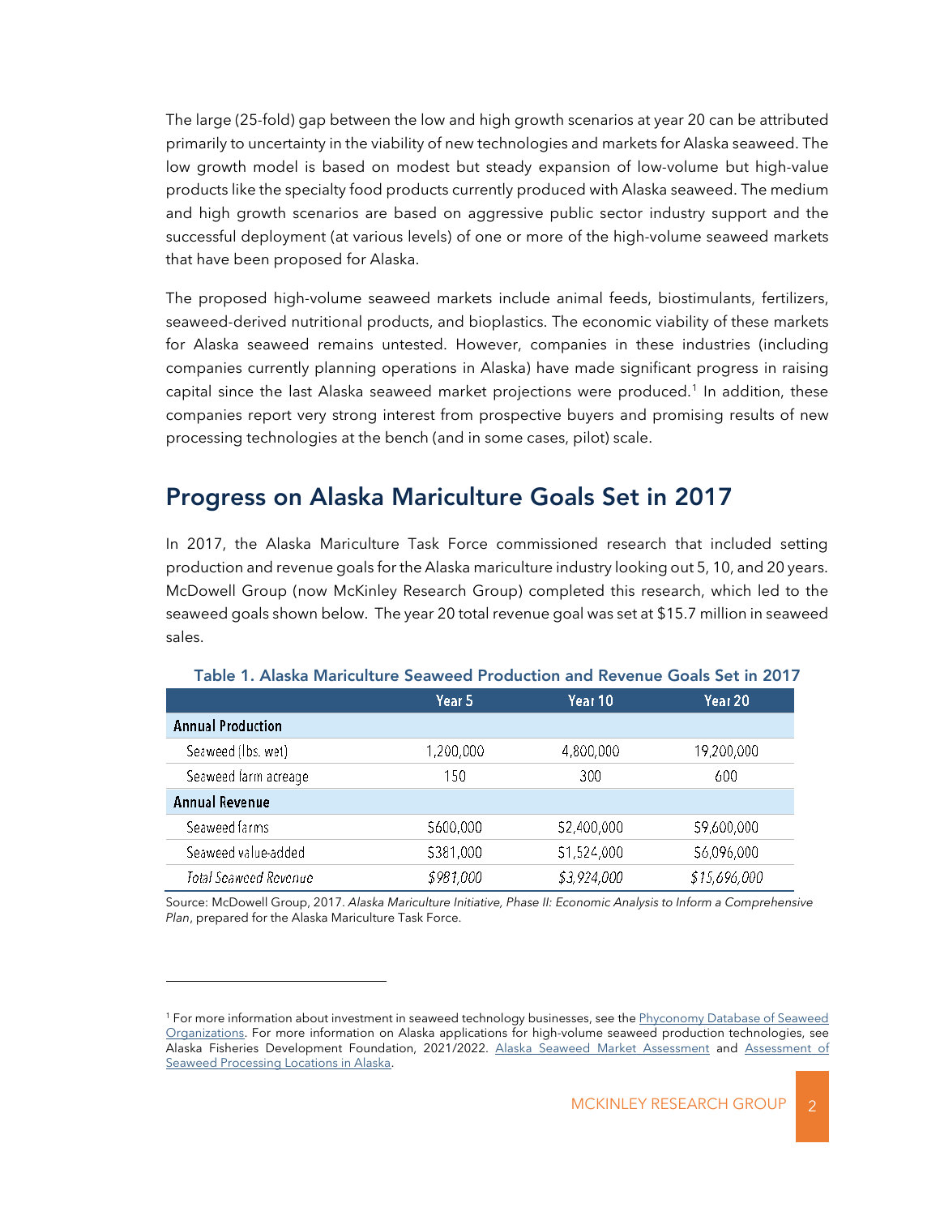The large (25-fold) gap between the low and high growth scenarios at year 20 can be attributed primarily to uncertainty in the viability of new technologies and markets for Alaska seaweed. The low growth model is based on modest but steady expansion of low-volume but high-value products like the specialty food products currently produced with Alaska seaweed. The medium and high growth scenarios are based on aggressive public sector industry support and the successful deployment (at various levels) of one or more of the high-volume seaweed markets that have been proposed for Alaska.

The proposed high-volume seaweed markets include animal feeds, biostimulants, fertilizers, seaweed-derived nutritional products, and bioplastics. The economic viability of these markets for Alaska seaweed remains untested. However, companies in these industries (including companies currently planning operations in Alaska) have made significant progress in raising capital since the last Alaska seaweed market projections were produced.[1] In addition, these companies report very strong interest from prospective buyers and promising results of new processing technologies at the bench (and in some cases, pilot) scale.

## Progress on Alaska Mariculture Goals Set in 2017

In 2017, the Alaska Mariculture Task Force commissioned research that included setting production and revenue goals for the Alaska mariculture industry looking out 5, 10, and 20 years. McDowell Group (now McKinley Research Group) completed this research, which led to the seaweed goals shown below. The year 20 total revenue goal was set at $15.7 million in seaweed sales.

**Table 1. Alaska Mariculture Seaweed Production and Revenue Goals Set in 2017**

| | Year 5 | Year 10 | Year 20 |
|---|---|---|---|
| **Annual Production** | | | |
| Seaweed (lbs. wet) | 1,200,000 | 4,800,000 | 19,200,000 |
| Seaweed farm acreage | 150 | 300 | 600 |
| **Annual Revenue** | | | |
| Seaweed farms | $600,000 | $2,400,000 | $9,600,000 |
| Seaweed value-added | $381,000 | $1,524,000 | $6,096,000 |
| *Total Seaweed Revenue* | *$981,000* | *$3,924,000* | *$15,696,000* |

Source: McDowell Group, 2017. *Alaska Mariculture Initiative, Phase II: Economic Analysis to Inform a Comprehensive Plan*, prepared for the Alaska Mariculture Task Force.

[1] For more information about investment in seaweed technology businesses, see the Phyconomy Database of Seaweed Organizations. For more information on Alaska applications for high-volume seaweed production technologies, see Alaska Fisheries Development Foundation, 2021/2022. Alaska Seaweed Market Assessment and Assessment of Seaweed Processing Locations in Alaska.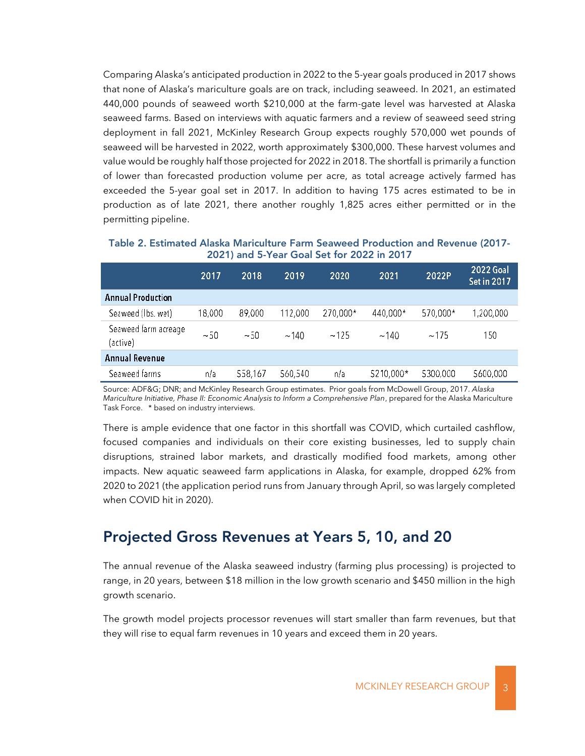Comparing Alaska's anticipated production in 2022 to the 5-year goals produced in 2017 shows that none of Alaska's mariculture goals are on track, including seaweed. In 2021, an estimated 440,000 pounds of seaweed worth $210,000 at the farm-gate level was harvested at Alaska seaweed farms. Based on interviews with aquatic farmers and a review of seaweed seed string deployment in fall 2021, McKinley Research Group expects roughly 570,000 wet pounds of seaweed will be harvested in 2022, worth approximately $300,000. These harvest volumes and value would be roughly half those projected for 2022 in 2018. The shortfall is primarily a function of lower than forecasted production volume per acre, as total acreage actively farmed has exceeded the 5-year goal set in 2017. In addition to having 175 acres estimated to be in production as of late 2021, there another roughly 1,825 acres either permitted or in the permitting pipeline.

**Table 2. Estimated Alaska Mariculture Farm Seaweed Production and Revenue (2017-2021) and 5-Year Goal Set for 2022 in 2017**

| | 2017 | 2018 | 2019 | 2020 | 2021 | 2022P | 2022 Goal Set in 2017 |
|---|---|---|---|---|---|---|---|
| **Annual Production** | | | | | | | |
| Seaweed (lbs. wet) | 18,000 | 89,000 | 112,000 | 270,000* | 440,000* | 570,000* | 1,200,000 |
| Seaweed farm acreage (active) | ~50 | ~50 | ~140 | ~125 | ~140 | ~175 | 150 |
| **Annual Revenue** | | | | | | | |
| Seaweed farms | n/a | $58,167 | $60,540 | n/a | $210,000* | $300,000 | $600,000 |

Source: ADF&G; DNR; and McKinley Research Group estimates. Prior goals from McDowell Group, 2017. *Alaska Mariculture Initiative, Phase II: Economic Analysis to Inform a Comprehensive Plan*, prepared for the Alaska Mariculture Task Force. * based on industry interviews.

There is ample evidence that one factor in this shortfall was COVID, which curtailed cashflow, focused companies and individuals on their core existing businesses, led to supply chain disruptions, strained labor markets, and drastically modified food markets, among other impacts. New aquatic seaweed farm applications in Alaska, for example, dropped 62% from 2020 to 2021 (the application period runs from January through April, so was largely completed when COVID hit in 2020).

## Projected Gross Revenues at Years 5, 10, and 20

The annual revenue of the Alaska seaweed industry (farming plus processing) is projected to range, in 20 years, between $18 million in the low growth scenario and $450 million in the high growth scenario.

The growth model projects processor revenues will start smaller than farm revenues, but that they will rise to equal farm revenues in 10 years and exceed them in 20 years.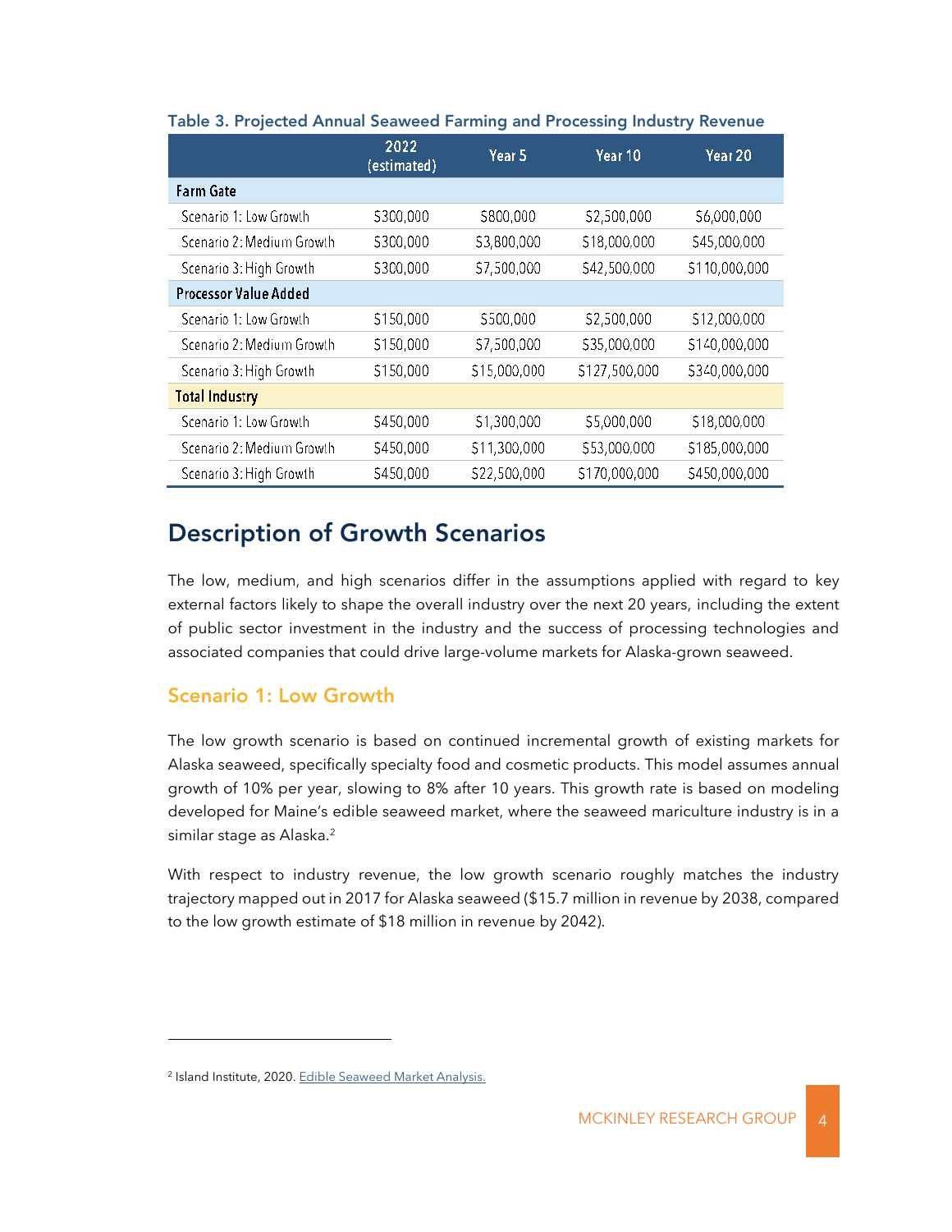**Table 3. Projected Annual Seaweed Farming and Processing Industry Revenue**

| | 2022 (estimated) | Year 5 | Year 10 | Year 20 |
|---|---|---|---|---|
| **Farm Gate** | | | | |
| Scenario 1: Low Growth | $300,000 | $800,000 | $2,500,000 | $6,000,000 |
| Scenario 2: Medium Growth | $300,000 | $3,800,000 | $18,000,000 | $45,000,000 |
| Scenario 3: High Growth | $300,000 | $7,500,000 | $42,500,000 | $110,000,000 |
| **Processor Value Added** | | | | |
| Scenario 1: Low Growth | $150,000 | $500,000 | $2,500,000 | $12,000,000 |
| Scenario 2: Medium Growth | $150,000 | $7,500,000 | $35,000,000 | $140,000,000 |
| Scenario 3: High Growth | $150,000 | $15,000,000 | $127,500,000 | $340,000,000 |
| **Total Industry** | | | | |
| Scenario 1: Low Growth | $450,000 | $1,300,000 | $5,000,000 | $18,000,000 |
| Scenario 2: Medium Growth | $450,000 | $11,300,000 | $53,000,000 | $185,000,000 |
| Scenario 3: High Growth | $450,000 | $22,500,000 | $170,000,000 | $450,000,000 |

## Description of Growth Scenarios

The low, medium, and high scenarios differ in the assumptions applied with regard to key external factors likely to shape the overall industry over the next 20 years, including the extent of public sector investment in the industry and the success of processing technologies and associated companies that could drive large-volume markets for Alaska-grown seaweed.

### Scenario 1: Low Growth

The low growth scenario is based on continued incremental growth of existing markets for Alaska seaweed, specifically specialty food and cosmetic products. This model assumes annual growth of 10% per year, slowing to 8% after 10 years. This growth rate is based on modeling developed for Maine's edible seaweed market, where the seaweed mariculture industry is in a similar stage as Alaska.[2]

With respect to industry revenue, the low growth scenario roughly matches the industry trajectory mapped out in 2017 for Alaska seaweed ($15.7 million in revenue by 2038, compared to the low growth estimate of $18 million in revenue by 2042).

---

[2] Island Institute, 2020. Edible Seaweed Market Analysis.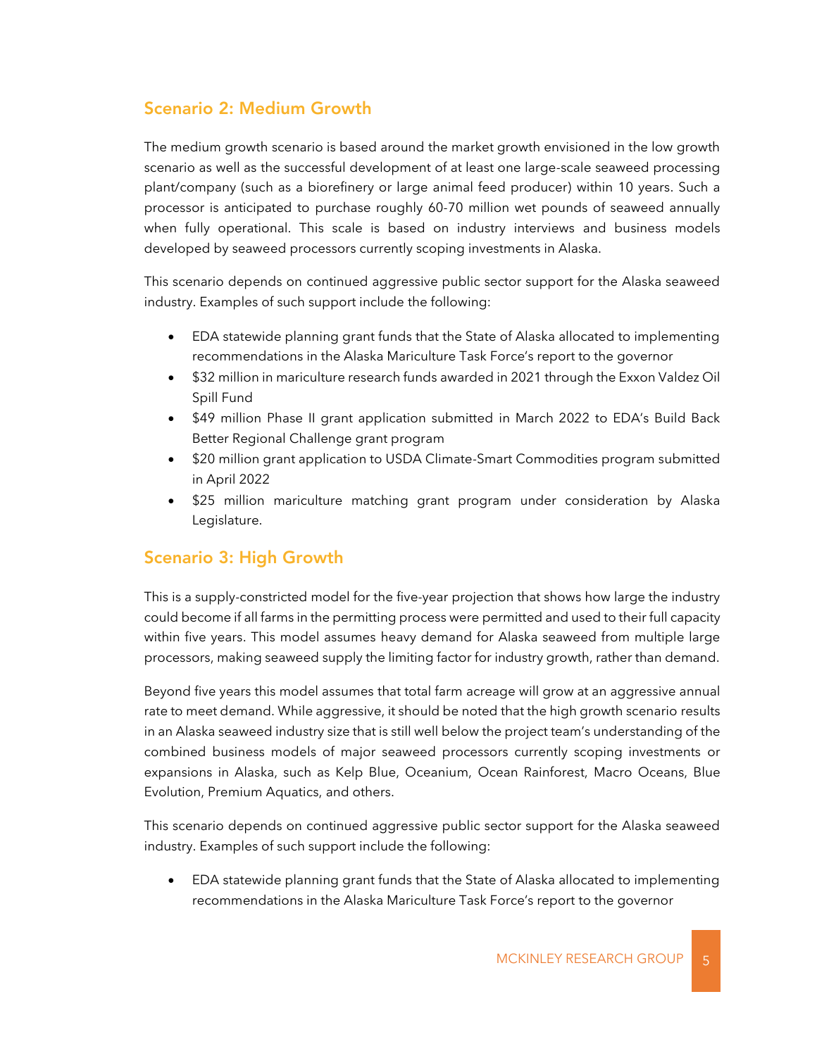## Scenario 2: Medium Growth

The medium growth scenario is based around the market growth envisioned in the low growth scenario as well as the successful development of at least one large-scale seaweed processing plant/company (such as a biorefinery or large animal feed producer) within 10 years. Such a processor is anticipated to purchase roughly 60-70 million wet pounds of seaweed annually when fully operational. This scale is based on industry interviews and business models developed by seaweed processors currently scoping investments in Alaska.

This scenario depends on continued aggressive public sector support for the Alaska seaweed industry. Examples of such support include the following:

- EDA statewide planning grant funds that the State of Alaska allocated to implementing recommendations in the Alaska Mariculture Task Force's report to the governor
- $32 million in mariculture research funds awarded in 2021 through the Exxon Valdez Oil Spill Fund
- $49 million Phase II grant application submitted in March 2022 to EDA's Build Back Better Regional Challenge grant program
- $20 million grant application to USDA Climate-Smart Commodities program submitted in April 2022
- $25 million mariculture matching grant program under consideration by Alaska Legislature.

## Scenario 3: High Growth

This is a supply-constricted model for the five-year projection that shows how large the industry could become if all farms in the permitting process were permitted and used to their full capacity within five years. This model assumes heavy demand for Alaska seaweed from multiple large processors, making seaweed supply the limiting factor for industry growth, rather than demand.

Beyond five years this model assumes that total farm acreage will grow at an aggressive annual rate to meet demand. While aggressive, it should be noted that the high growth scenario results in an Alaska seaweed industry size that is still well below the project team's understanding of the combined business models of major seaweed processors currently scoping investments or expansions in Alaska, such as Kelp Blue, Oceanium, Ocean Rainforest, Macro Oceans, Blue Evolution, Premium Aquatics, and others.

This scenario depends on continued aggressive public sector support for the Alaska seaweed industry. Examples of such support include the following:

- EDA statewide planning grant funds that the State of Alaska allocated to implementing recommendations in the Alaska Mariculture Task Force's report to the governor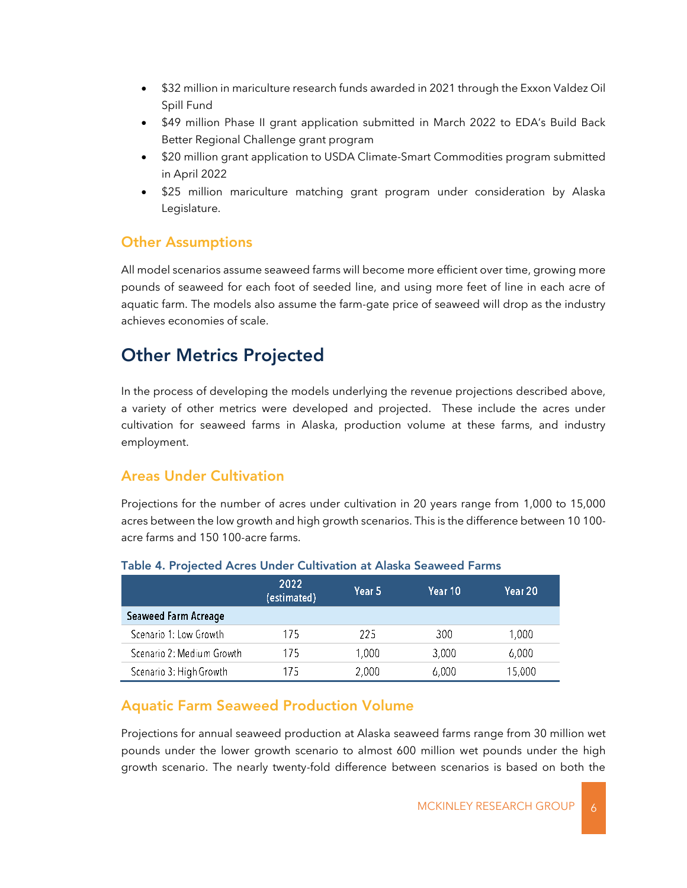- $32 million in mariculture research funds awarded in 2021 through the Exxon Valdez Oil Spill Fund
- $49 million Phase II grant application submitted in March 2022 to EDA's Build Back Better Regional Challenge grant program
- $20 million grant application to USDA Climate-Smart Commodities program submitted in April 2022
- $25 million mariculture matching grant program under consideration by Alaska Legislature.

### Other Assumptions

All model scenarios assume seaweed farms will become more efficient over time, growing more pounds of seaweed for each foot of seeded line, and using more feet of line in each acre of aquatic farm. The models also assume the farm-gate price of seaweed will drop as the industry achieves economies of scale.

## Other Metrics Projected

In the process of developing the models underlying the revenue projections described above, a variety of other metrics were developed and projected. These include the acres under cultivation for seaweed farms in Alaska, production volume at these farms, and industry employment.

### Areas Under Cultivation

Projections for the number of acres under cultivation in 20 years range from 1,000 to 15,000 acres between the low growth and high growth scenarios. This is the difference between 10 100-acre farms and 150 100-acre farms.

**Table 4. Projected Acres Under Cultivation at Alaska Seaweed Farms**

| | 2022 (estimated) | Year 5 | Year 10 | Year 20 |
|---|---|---|---|---|
| **Seaweed Farm Acreage** | | | | |
| Scenario 1: Low Growth | 175 | 225 | 300 | 1,000 |
| Scenario 2: Medium Growth | 175 | 1,000 | 3,000 | 6,000 |
| Scenario 3: High Growth | 175 | 2,000 | 6,000 | 15,000 |

### Aquatic Farm Seaweed Production Volume

Projections for annual seaweed production at Alaska seaweed farms range from 30 million wet pounds under the lower growth scenario to almost 600 million wet pounds under the high growth scenario. The nearly twenty-fold difference between scenarios is based on both the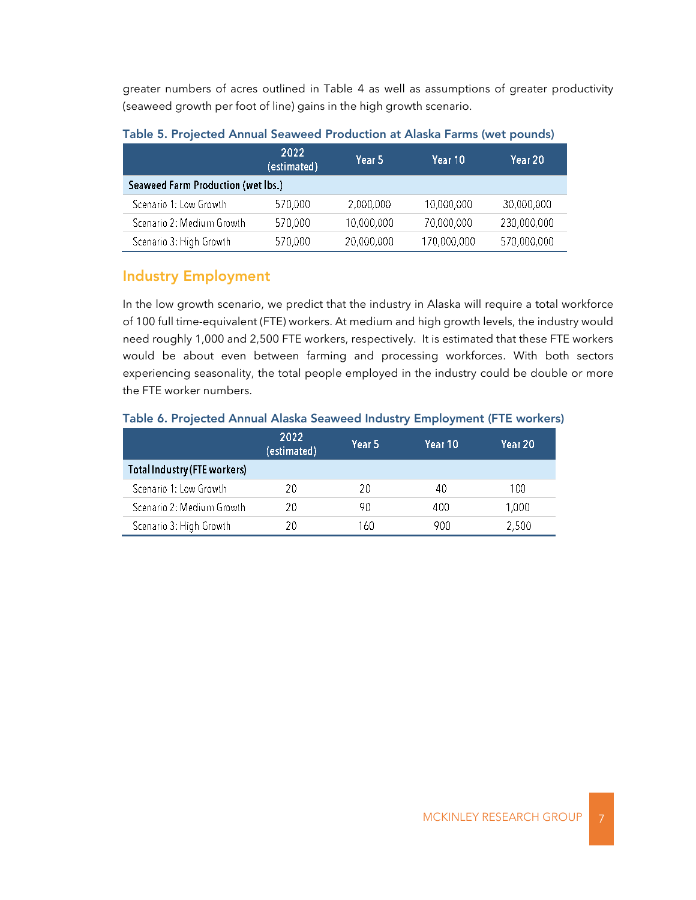greater numbers of acres outlined in Table 4 as well as assumptions of greater productivity (seaweed growth per foot of line) gains in the high growth scenario.

**Table 5. Projected Annual Seaweed Production at Alaska Farms (wet pounds)**

| | 2022 (estimated) | Year 5 | Year 10 | Year 20 |
|---|---|---|---|---|
| **Seaweed Farm Production (wet lbs.)** | | | | |
| Scenario 1: Low Growth | 570,000 | 2,000,000 | 10,000,000 | 30,000,000 |
| Scenario 2: Medium Growth | 570,000 | 10,000,000 | 70,000,000 | 230,000,000 |
| Scenario 3: High Growth | 570,000 | 20,000,000 | 170,000,000 | 570,000,000 |

## Industry Employment

In the low growth scenario, we predict that the industry in Alaska will require a total workforce of 100 full time-equivalent (FTE) workers. At medium and high growth levels, the industry would need roughly 1,000 and 2,500 FTE workers, respectively. It is estimated that these FTE workers would be about even between farming and processing workforces. With both sectors experiencing seasonality, the total people employed in the industry could be double or more the FTE worker numbers.

**Table 6. Projected Annual Alaska Seaweed Industry Employment (FTE workers)**

| | 2022 (estimated) | Year 5 | Year 10 | Year 20 |
|---|---|---|---|---|
| **Total Industry (FTE workers)** | | | | |
| Scenario 1: Low Growth | 20 | 20 | 40 | 100 |
| Scenario 2: Medium Growth | 20 | 90 | 400 | 1,000 |
| Scenario 3: High Growth | 20 | 160 | 900 | 2,500 |